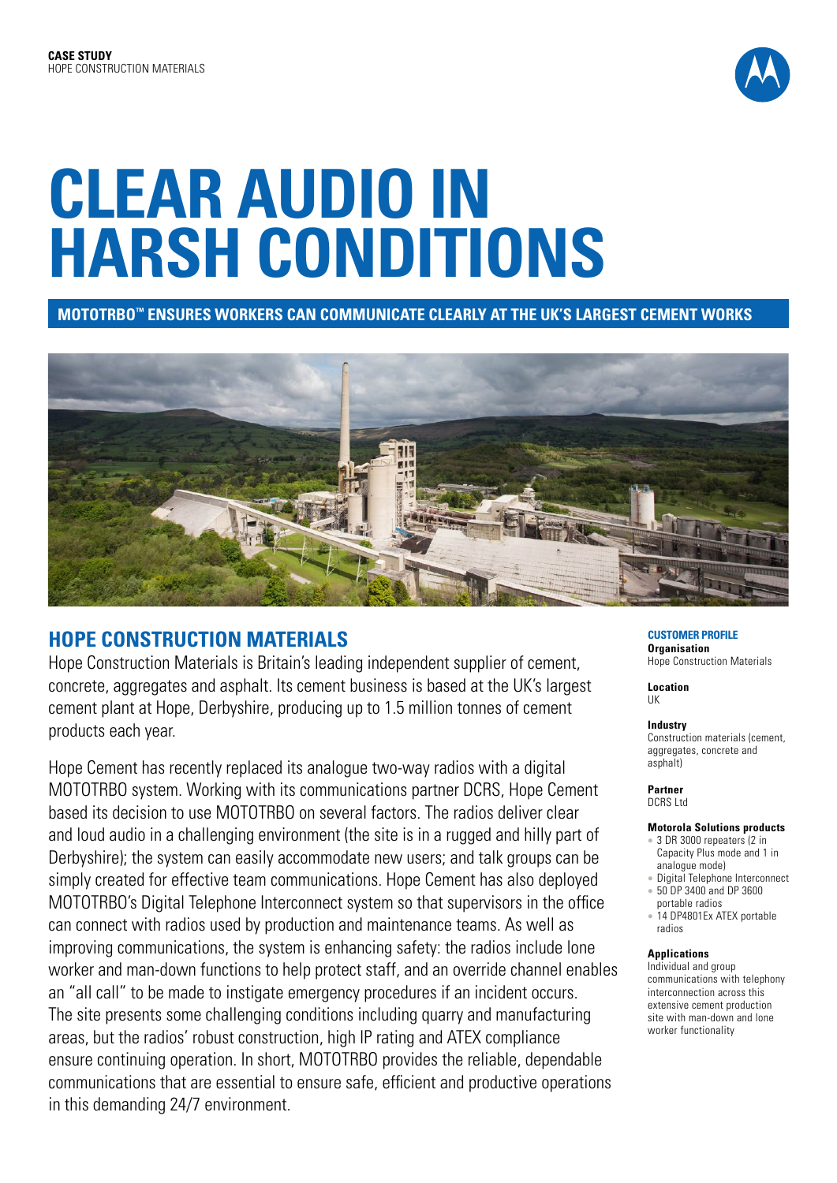**CASE STUDY**
HOPE CONSTRUCTION MATERIALS

# CLEAR AUDIO IN HARSH CONDITIONS

**MOTOTRBO™ ENSURES WORKERS CAN COMMUNICATE CLEARLY AT THE UK'S LARGEST CEMENT WORKS**

## HOPE CONSTRUCTION MATERIALS

Hope Construction Materials is Britain's leading independent supplier of cement, concrete, aggregates and asphalt. Its cement business is based at the UK's largest cement plant at Hope, Derbyshire, producing up to 1.5 million tonnes of cement products each year.

Hope Cement has recently replaced its analogue two-way radios with a digital MOTOTRBO system. Working with its communications partner DCRS, Hope Cement based its decision to use MOTOTRBO on several factors. The radios deliver clear and loud audio in a challenging environment (the site is in a rugged and hilly part of Derbyshire); the system can easily accommodate new users; and talk groups can be simply created for effective team communications. Hope Cement has also deployed MOTOTRBO's Digital Telephone Interconnect system so that supervisors in the office can connect with radios used by production and maintenance teams. As well as improving communications, the system is enhancing safety: the radios include lone worker and man-down functions to help protect staff, and an override channel enables an "all call" to be made to instigate emergency procedures if an incident occurs. The site presents some challenging conditions including quarry and manufacturing areas, but the radios' robust construction, high IP rating and ATEX compliance ensure continuing operation. In short, MOTOTRBO provides the reliable, dependable communications that are essential to ensure safe, efficient and productive operations in this demanding 24/7 environment.

### CUSTOMER PROFILE

**Organisation**
Hope Construction Materials

**Location**
UK

**Industry**
Construction materials (cement, aggregates, concrete and asphalt)

**Partner**
DCRS Ltd

**Motorola Solutions products**
- 3 DR 3000 repeaters (2 in Capacity Plus mode and 1 in analogue mode)
- Digital Telephone Interconnect
- 50 DP 3400 and DP 3600 portable radios
- 14 DP4801Ex ATEX portable radios

**Applications**
Individual and group communications with telephony interconnection across this extensive cement production site with man-down and lone worker functionality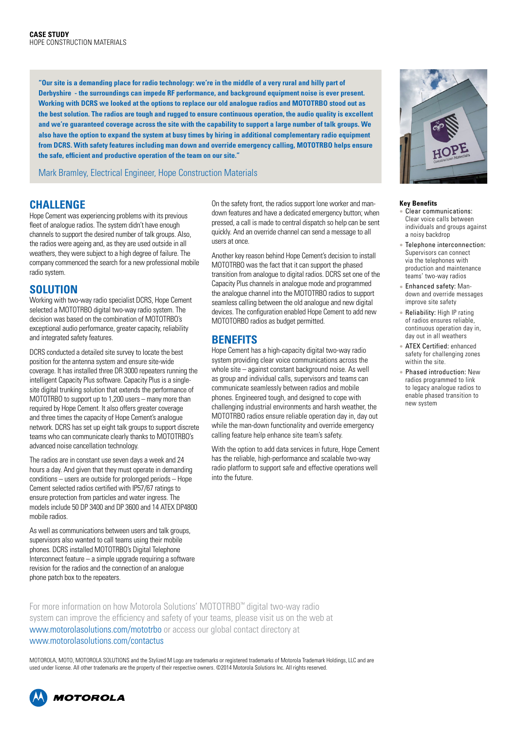**CASE STUDY**
HOPE CONSTRUCTION MATERIALS

**"Our site is a demanding place for radio technology: we're in the middle of a very rural and hilly part of Derbyshire - the surroundings can impede RF performance, and background equipment noise is ever present. Working with DCRS we looked at the options to replace our old analogue radios and MOTOTRBO stood out as the best solution. The radios are tough and rugged to ensure continuous operation, the audio quality is excellent and we're guaranteed coverage across the site with the capability to support a large number of talk groups. We also have the option to expand the system at busy times by hiring in additional complementary radio equipment from DCRS. With safety features including man down and override emergency calling, MOTOTRBO helps ensure the safe, efficient and productive operation of the team on our site."**

Mark Bramley, Electrical Engineer, Hope Construction Materials

## CHALLENGE

Hope Cement was experiencing problems with its previous fleet of analogue radios. The system didn't have enough channels to support the desired number of talk groups. Also, the radios were ageing and, as they are used outside in all weathers, they were subject to a high degree of failure. The company commenced the search for a new professional mobile radio system.

## SOLUTION

Working with two-way radio specialist DCRS, Hope Cement selected a MOTOTRBO digital two-way radio system. The decision was based on the combination of MOTOTRBO's exceptional audio performance, greater capacity, reliability and integrated safety features.

DCRS conducted a detailed site survey to locate the best position for the antenna system and ensure site-wide coverage. It has installed three DR 3000 repeaters running the intelligent Capacity Plus software. Capacity Plus is a single-site digital trunking solution that extends the performance of MOTOTRBO to support up to 1,200 users – many more than required by Hope Cement. It also offers greater coverage and three times the capacity of Hope Cement's analogue network. DCRS has set up eight talk groups to support discrete teams who can communicate clearly thanks to MOTOTRBO's advanced noise cancellation technology.

The radios are in constant use seven days a week and 24 hours a day. And given that they must operate in demanding conditions – users are outside for prolonged periods – Hope Cement selected radios certified with IP57/67 ratings to ensure protection from particles and water ingress. The models include 50 DP 3400 and DP 3600 and 14 ATEX DP4800 mobile radios.

As well as communications between users and talk groups, supervisors also wanted to call teams using their mobile phones. DCRS installed MOTOTRBO's Digital Telephone Interconnect feature – a simple upgrade requiring a software revision for the radios and the connection of an analogue phone patch box to the repeaters.

On the safety front, the radios support lone worker and man-down features and have a dedicated emergency button; when pressed, a call is made to central dispatch so help can be sent quickly. And an override channel can send a message to all users at once.

Another key reason behind Hope Cement's decision to install MOTOTRBO was the fact that it can support the phased transition from analogue to digital radios. DCRS set one of the Capacity Plus channels in analogue mode and programmed the analogue channel into the MOTOTRBO radios to support seamless calling between the old analogue and new digital devices. The configuration enabled Hope Cement to add new MOTOTORBO radios as budget permitted.

## BENEFITS

Hope Cement has a high-capacity digital two-way radio system providing clear voice communications across the whole site – against constant background noise. As well as group and individual calls, supervisors and teams can communicate seamlessly between radios and mobile phones. Engineered tough, and designed to cope with challenging industrial environments and harsh weather, the MOTOTRBO radios ensure reliable operation day in, day out while the man-down functionality and override emergency calling feature help enhance site team's safety.

With the option to add data services in future, Hope Cement has the reliable, high-performance and scalable two-way radio platform to support safe and effective operations well into the future.

**Key Benefits**

- Clear communications: Clear voice calls between individuals and groups against a noisy backdrop
- Telephone interconnection: Supervisors can connect via the telephones with production and maintenance teams' two-way radios
- Enhanced safety: Man-down and override messages improve site safety
- Reliability: High IP rating of radios ensures reliable, continuous operation day in, day out in all weathers
- ATEX Certified: enhanced safety for challenging zones within the site.
- Phased introduction: New radios programmed to link to legacy analogue radios to enable phased transition to new system

For more information on how Motorola Solutions' MOTOTRBO™ digital two-way radio system can improve the efficiency and safety of your teams, please visit us on the web at www.motorolasolutions.com/mototrbo or access our global contact directory at www.motorolasolutions.com/contactus

MOTOROLA, MOTO, MOTOROLA SOLUTIONS and the Stylized M Logo are trademarks or registered trademarks of Motorola Trademark Holdings, LLC and are used under license. All other trademarks are the property of their respective owners. ©2014 Motorola Solutions Inc. All rights reserved.

MOTOROLA